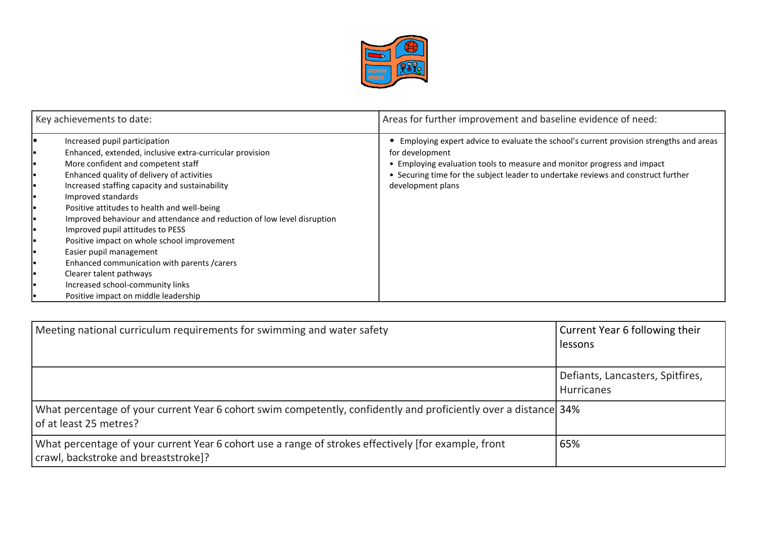| Key achievements to date: | Areas for further improvement and baseline evidence of need: |
| --- | --- |
| • Increased pupil participation<br>• Enhanced, extended, inclusive extra-curricular provision<br>• More confident and competent staff<br>• Enhanced quality of delivery of activities<br>• Increased staffing capacity and sustainability<br>• Improved standards<br>• Positive attitudes to health and well-being<br>• Improved behaviour and attendance and reduction of low level disruption<br>• Improved pupil attitudes to PESS<br>• Positive impact on whole school improvement<br>• Easier pupil management<br>• Enhanced communication with parents /carers<br>• Clearer talent pathways<br>• Increased school-community links<br>• Positive impact on middle leadership | • Employing expert advice to evaluate the school's current provision strengths and areas for development<br>• Employing evaluation tools to measure and monitor progress and impact<br>• Securing time for the subject leader to undertake reviews and construct further development plans |

| Meeting national curriculum requirements for swimming and water safety | Current Year 6 following their lessons |
| --- | --- |
| | Defiants, Lancasters, Spitfires, Hurricanes |
| What percentage of your current Year 6 cohort swim competently, confidently and proficiently over a distance of at least 25 metres? | 34% |
| What percentage of your current Year 6 cohort use a range of strokes effectively [for example, front crawl, backstroke and breaststroke]? | 65% |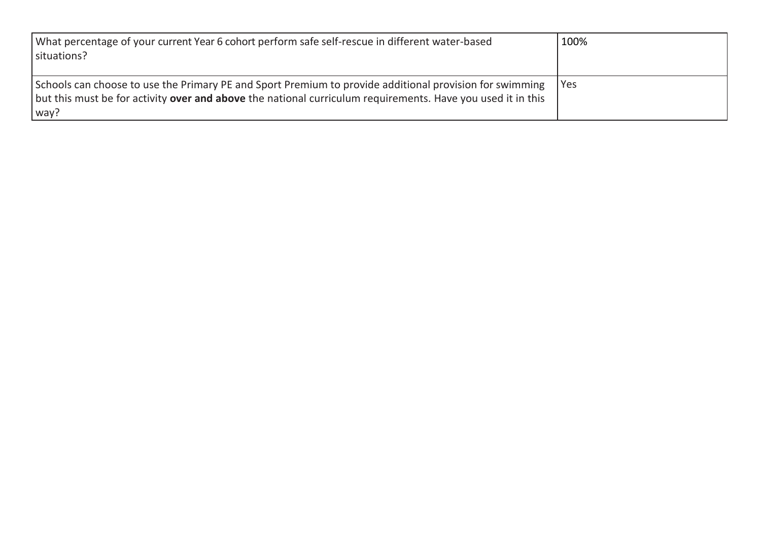| What percentage of your current Year 6 cohort perform safe self-rescue in different water-based situations? | 100% |
|---|---|
| Schools can choose to use the Primary PE and Sport Premium to provide additional provision for swimming but this must be for activity **over and above** the national curriculum requirements. Have you used it in this way? | Yes |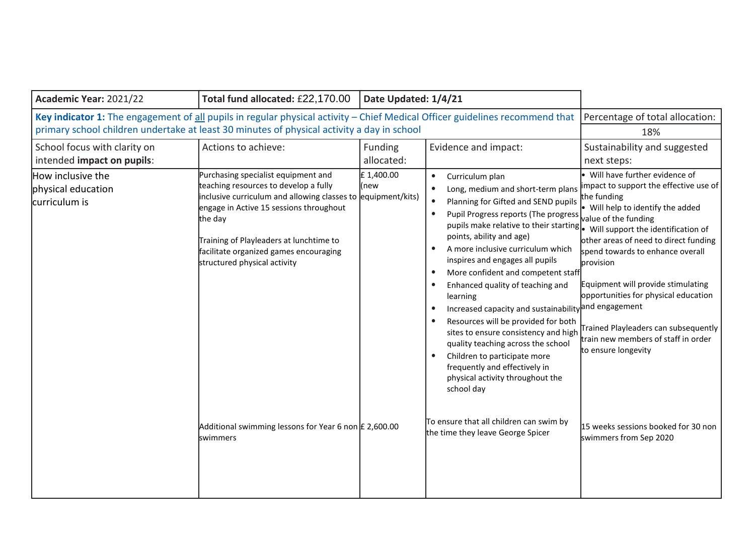| Academic Year: 2021/22 | Total fund allocated: £22,170.00 | Date Updated: 1/4/21 | | |
|---|---|---|---|---|
| **Key indicator 1:** The engagement of all pupils in regular physical activity – Chief Medical Officer guidelines recommend that primary school children undertake at least 30 minutes of physical activity a day in school | | | | Percentage of total allocation: 18% |
| School focus with clarity on intended **impact on pupils**: | Actions to achieve: | Funding allocated: | Evidence and impact: | Sustainability and suggested next steps: |
| How inclusive the physical education curriculum is | Purchasing specialist equipment and teaching resources to develop a fully inclusive curriculum and allowing classes to engage in Active 15 sessions throughout the day<br><br>Training of Playleaders at lunchtime to facilitate organized games encouraging structured physical activity | £ 1,400.00 (new equipment/kits) | • Curriculum plan<br>• Long, medium and short-term plans<br>• Planning for Gifted and SEND pupils<br>• Pupil Progress reports (The progress pupils make relative to their starting points, ability and age)<br>• A more inclusive curriculum which inspires and engages all pupils<br>• More confident and competent staff<br>• Enhanced quality of teaching and learning<br>• Increased capacity and sustainability<br>• Resources will be provided for both sites to ensure consistency and high quality teaching across the school<br>• Children to participate more frequently and effectively in physical activity throughout the school day | • Will have further evidence of impact to support the effective use of the funding<br>• Will help to identify the added value of the funding<br>• Will support the identification of other areas of need to direct funding spend towards to enhance overall provision<br><br>Equipment will provide stimulating opportunities for physical education and engagement<br><br>Trained Playleaders can subsequently train new members of staff in order to ensure longevity |
| | Additional swimming lessons for Year 6 non swimmers | £ 2,600.00 | To ensure that all children can swim by the time they leave George Spicer | 15 weeks sessions booked for 30 non swimmers from Sep 2020 |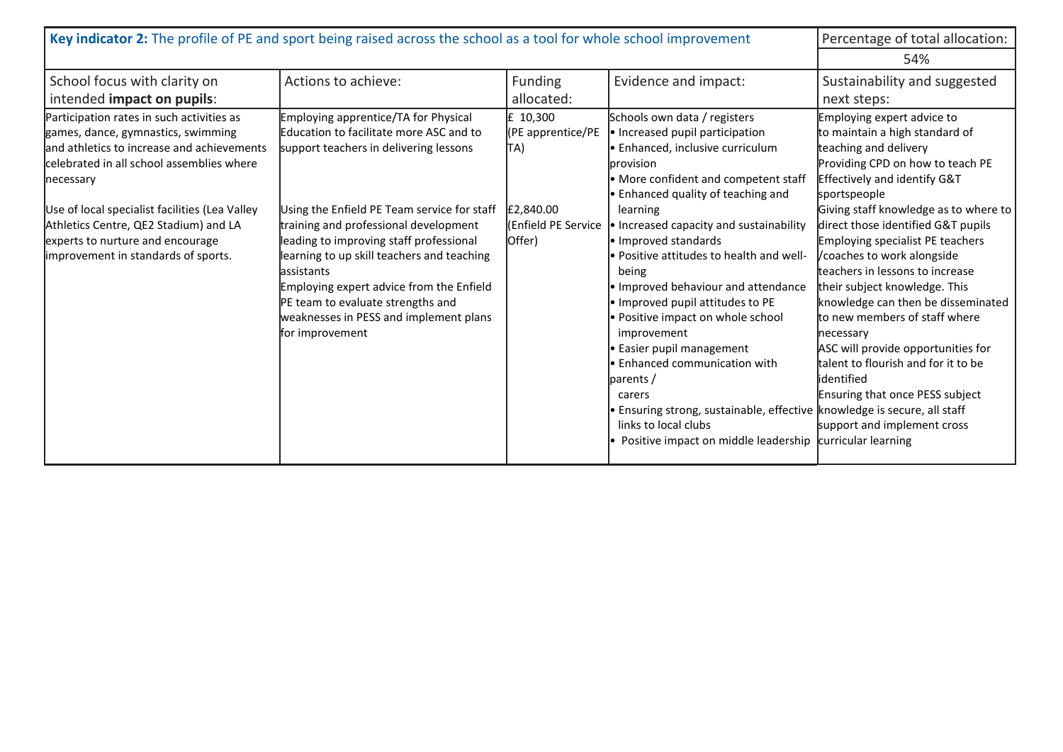| **Key indicator 2:** The profile of PE and sport being raised across the school as a tool for whole school improvement | | | | Percentage of total allocation: |
|---|---|---|---|---|
| | | | | 54% |
| School focus with clarity on intended **impact on pupils**: | Actions to achieve: | Funding allocated: | Evidence and impact: | Sustainability and suggested next steps: |
| Participation rates in such activities as games, dance, gymnastics, swimming and athletics to increase and achievements celebrated in all school assemblies where necessary<br><br>Use of local specialist facilities (Lea Valley Athletics Centre, QE2 Stadium) and LA experts to nurture and encourage improvement in standards of sports. | Employing apprentice/TA for Physical Education to facilitate more ASC and to support teachers in delivering lessons<br><br>Using the Enfield PE Team service for staff training and professional development leading to improving staff professional learning to up skill teachers and teaching assistants<br>Employing expert advice from the Enfield PE team to evaluate strengths and weaknesses in PESS and implement plans for improvement | £ 10,300 (PE apprentice/PE TA)<br><br>£2,840.00 (Enfield PE Service Offer) | Schools own data / registers<br>• Increased pupil participation<br>• Enhanced, inclusive curriculum provision<br>• More confident and competent staff<br>• Enhanced quality of teaching and learning<br>• Increased capacity and sustainability<br>• Improved standards<br>• Positive attitudes to health and well-being<br>• Improved behaviour and attendance<br>• Improved pupil attitudes to PE<br>• Positive impact on whole school improvement<br>• Easier pupil management<br>• Enhanced communication with parents / carers<br>• Ensuring strong, sustainable, effective links to local clubs<br>• Positive impact on middle leadership | Employing expert advice to to maintain a high standard of teaching and delivery<br>Providing CPD on how to teach PE Effectively and identify G&T sportspeople<br>Giving staff knowledge as to where to direct those identified G&T pupils<br>Employing specialist PE teachers /coaches to work alongside teachers in lessons to increase their subject knowledge. This knowledge can then be disseminated to new members of staff where necessary<br>ASC will provide opportunities for talent to flourish and for it to be identified<br>Ensuring that once PESS subject knowledge is secure, all staff support and implement cross curricular learning |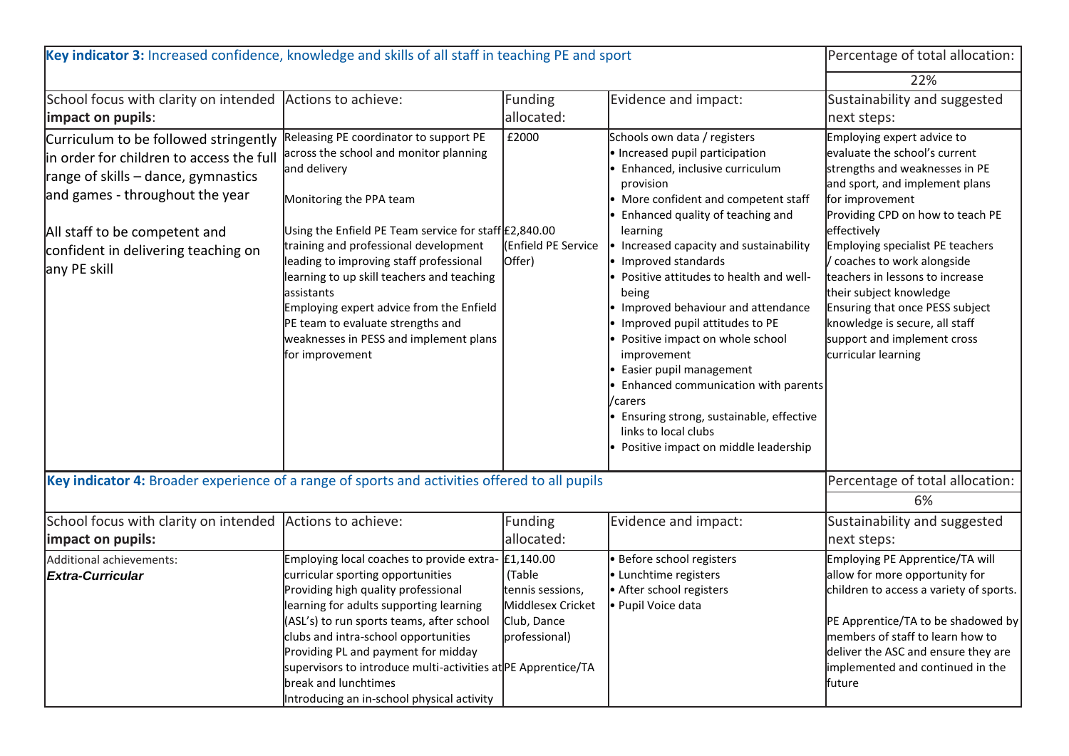| **Key indicator 3:** Increased confidence, knowledge and skills of all staff in teaching PE and sport | | | | Percentage of total allocation: |
|---|---|---|---|---|
| | | | | 22% |
| School focus with clarity on intended **impact on pupils**: | Actions to achieve: | Funding allocated: | Evidence and impact: | Sustainability and suggested next steps: |
| Curriculum to be followed stringently in order for children to access the full range of skills – dance, gymnastics and games - throughout the year<br><br>All staff to be competent and confident in delivering teaching on any PE skill | Releasing PE coordinator to support PE across the school and monitor planning and delivery<br><br>Monitoring the PPA team<br><br>Using the Enfield PE Team service for staff training and professional development leading to improving staff professional learning to up skill teachers and teaching assistants<br>Employing expert advice from the Enfield PE team to evaluate strengths and weaknesses in PESS and implement plans for improvement | £2000<br><br><br><br>£2,840.00 (Enfield PE Service Offer) | Schools own data / registers<br>• Increased pupil participation<br>• Enhanced, inclusive curriculum provision<br>• More confident and competent staff<br>• Enhanced quality of teaching and learning<br>• Increased capacity and sustainability<br>• Improved standards<br>• Positive attitudes to health and well-being<br>• Improved behaviour and attendance<br>• Improved pupil attitudes to PE<br>• Positive impact on whole school improvement<br>• Easier pupil management<br>• Enhanced communication with parents /carers<br>• Ensuring strong, sustainable, effective links to local clubs<br>• Positive impact on middle leadership | Employing expert advice to evaluate the school's current strengths and weaknesses in PE and sport, and implement plans for improvement<br>Providing CPD on how to teach PE effectively<br>Employing specialist PE teachers / coaches to work alongside teachers in lessons to increase their subject knowledge<br>Ensuring that once PESS subject knowledge is secure, all staff support and implement cross curricular learning |

| **Key indicator 4:** Broader experience of a range of sports and activities offered to all pupils | | | | Percentage of total allocation: |
|---|---|---|---|---|
| | | | | 6% |
| School focus with clarity on intended **impact on pupils:** | Actions to achieve: | Funding allocated: | Evidence and impact: | Sustainability and suggested next steps: |
| Additional achievements:<br>***Extra-Curricular*** | Employing local coaches to provide extra-curricular sporting opportunities<br>Providing high quality professional learning for adults supporting learning (ASL's) to run sports teams, after school clubs and intra-school opportunities<br>Providing PL and payment for midday supervisors to introduce multi-activities at break and lunchtimes<br>Introducing an in-school physical activity | £1,140.00 (Table tennis sessions, Middlesex Cricket Club, Dance professional)<br><br>PE Apprentice/TA | • Before school registers<br>• Lunchtime registers<br>• After school registers<br>• Pupil Voice data | Employing PE Apprentice/TA will allow for more opportunity for children to access a variety of sports.<br><br>PE Apprentice/TA to be shadowed by members of staff to learn how to deliver the ASC and ensure they are implemented and continued in the future |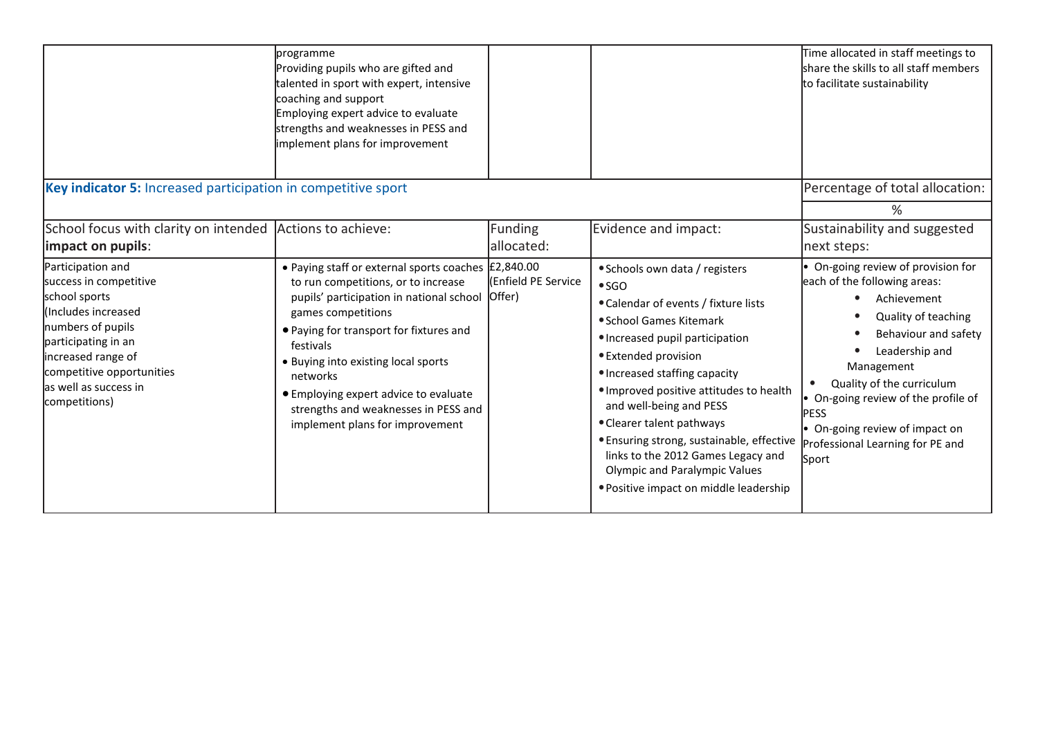| | | | | |
|---|---|---|---|---|
| | programme<br>Providing pupils who are gifted and talented in sport with expert, intensive coaching and support<br>Employing expert advice to evaluate strengths and weaknesses in PESS and implement plans for improvement | | | Time allocated in staff meetings to share the skills to all staff members to facilitate sustainability |

| **Key indicator 5:** Increased participation in competitive sport | | | | Percentage of total allocation: |
|---|---|---|---|---|
| | | | | % |
| School focus with clarity on intended **impact on pupils**: | Actions to achieve: | Funding allocated: | Evidence and impact: | Sustainability and suggested next steps: |
| Participation and success in competitive school sports (Includes increased numbers of pupils participating in an increased range of competitive opportunities as well as success in competitions) | • Paying staff or external sports coaches to run competitions, or to increase pupils' participation in national school games competitions<br>• Paying for transport for fixtures and festivals<br>• Buying into existing local sports networks<br>• Employing expert advice to evaluate strengths and weaknesses in PESS and implement plans for improvement | £2,840.00 (Enfield PE Service Offer) | • Schools own data / registers<br>• SGO<br>• Calendar of events / fixture lists<br>• School Games Kitemark<br>• Increased pupil participation<br>• Extended provision<br>• Increased staffing capacity<br>• Improved positive attitudes to health and well-being and PESS<br>• Clearer talent pathways<br>• Ensuring strong, sustainable, effective links to the 2012 Games Legacy and Olympic and Paralympic Values<br>• Positive impact on middle leadership | • On-going review of provision for each of the following areas:<br>• Achievement<br>• Quality of teaching<br>• Behaviour and safety<br>• Leadership and Management<br>• Quality of the curriculum<br>• On-going review of the profile of PESS<br>• On-going review of impact on Professional Learning for PE and Sport |